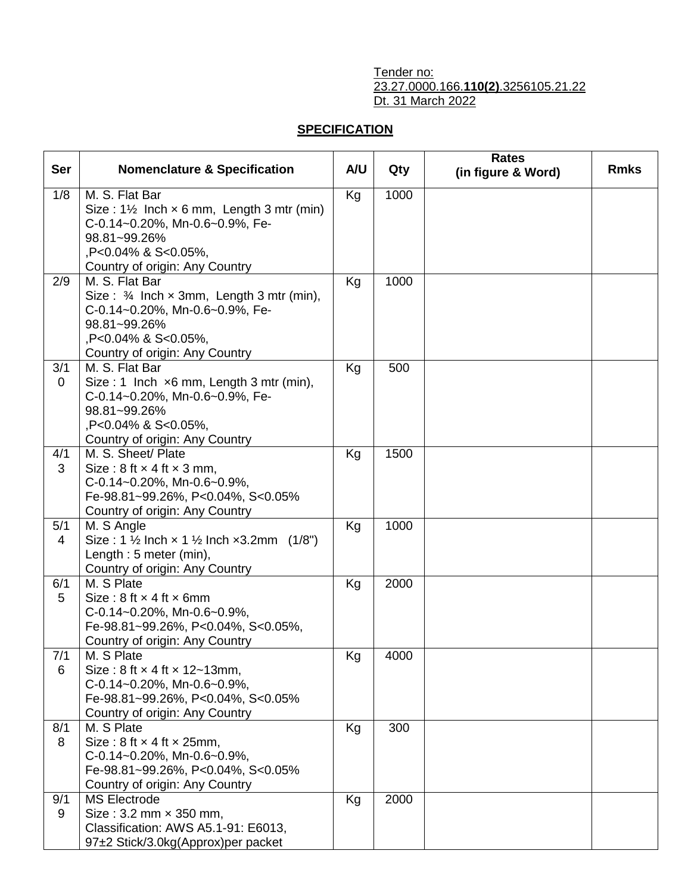Tender no: 23.27.0000.166.**110(2)**.3256105.21.22
Dt. 31 March 2022

## SPECIFICATION

| Ser | Nomenclature & Specification | A/U | Qty | Rates (in figure & Word) | Rmks |
|---|---|---|---|---|---|
| 1/8 | M. S. Flat Bar<br>Size : 1½ Inch × 6 mm, Length 3 mtr (min)<br>C-0.14~0.20%, Mn-0.6~0.9%, Fe-98.81~99.26%<br>,P<0.04% & S<0.05%,<br>Country of origin: Any Country | Kg | 1000 | | |
| 2/9 | M. S. Flat Bar<br>Size : ¾ Inch × 3mm, Length 3 mtr (min),<br>C-0.14~0.20%, Mn-0.6~0.9%, Fe-98.81~99.26%<br>,P<0.04% & S<0.05%,<br>Country of origin: Any Country | Kg | 1000 | | |
| 3/10 | M. S. Flat Bar<br>Size : 1 Inch ×6 mm, Length 3 mtr (min),<br>C-0.14~0.20%, Mn-0.6~0.9%, Fe-98.81~99.26%<br>,P<0.04% & S<0.05%,<br>Country of origin: Any Country | Kg | 500 | | |
| 4/13 | M. S. Sheet/ Plate<br>Size : 8 ft × 4 ft × 3 mm,<br>C-0.14~0.20%, Mn-0.6~0.9%,<br>Fe-98.81~99.26%, P<0.04%, S<0.05%<br>Country of origin: Any Country | Kg | 1500 | | |
| 5/14 | M. S Angle<br>Size : 1 ½ Inch × 1 ½ Inch ×3.2mm (1/8")<br>Length : 5 meter (min),<br>Country of origin: Any Country | Kg | 1000 | | |
| 6/15 | M. S Plate<br>Size : 8 ft × 4 ft × 6mm<br>C-0.14~0.20%, Mn-0.6~0.9%,<br>Fe-98.81~99.26%, P<0.04%, S<0.05%,<br>Country of origin: Any Country | Kg | 2000 | | |
| 7/16 | M. S Plate<br>Size : 8 ft × 4 ft × 12~13mm,<br>C-0.14~0.20%, Mn-0.6~0.9%,<br>Fe-98.81~99.26%, P<0.04%, S<0.05%<br>Country of origin: Any Country | Kg | 4000 | | |
| 8/18 | M. S Plate<br>Size : 8 ft × 4 ft × 25mm,<br>C-0.14~0.20%, Mn-0.6~0.9%,<br>Fe-98.81~99.26%, P<0.04%, S<0.05%<br>Country of origin: Any Country | Kg | 300 | | |
| 9/19 | MS Electrode<br>Size : 3.2 mm × 350 mm,<br>Classification: AWS A5.1-91: E6013,<br>97±2 Stick/3.0kg(Approx)per packet | Kg | 2000 | | |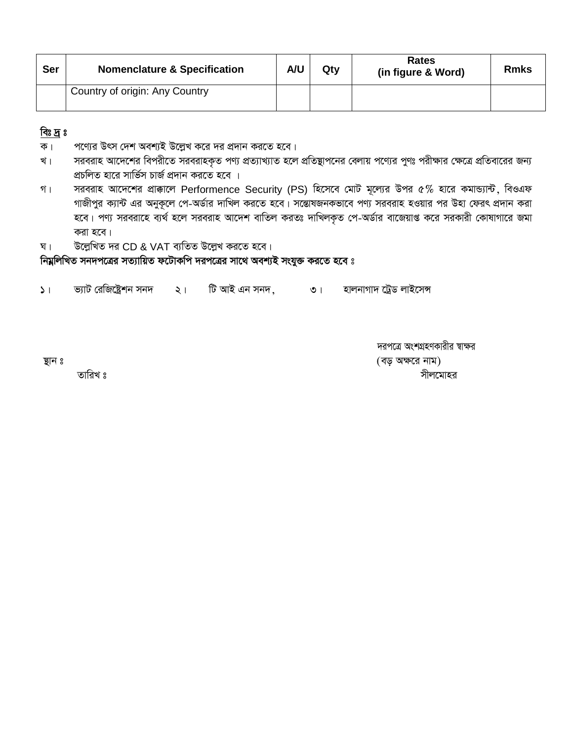| Ser | Nomenclature & Specification | A/U | Qty | Rates (in figure & Word) | Rmks |
|---|---|---|---|---|---|
| | Country of origin: Any Country | | | | |

**বিঃ দ্রঃ**

ক। পণ্যের উৎস দেশ অবশ্যই উল্লেখ করে দর প্রদান করতে হবে।

খ। সরবরাহ আদেশের বিপরীতে সরবরাহকৃত পণ্য প্রত্যাখ্যাত হলে প্রতিস্থাপনের বেলায় পণ্যের পুণঃ পরীক্ষার ক্ষেত্রে প্রতিবারের জন্য প্রচলিত হারে সার্ভিস চার্জ প্রদান করতে হবে ।

গ। সরবরাহ আদেশের প্রাক্কালে Performence Security (PS) হিসেবে মোট মূল্যের উপর ৫% হারে কমান্ড্যান্ট, বিওএফ গাজীপুর ক্যান্ট এর অনুকূলে পে-অর্ডার দাখিল করতে হবে। সন্তোষজনকভাবে পণ্য সরবরাহ হওয়ার পর উহা ফেরৎ প্রদান করা হবে। পণ্য সরবরাহে ব্যর্থ হলে সরবরাহ আদেশ বাতিল করতঃ দাখিলকৃত পে-অর্ডার বাজেয়াপ্ত করে সরকারী কোষাগারে জমা করা হবে।

ঘ। উল্লেখিত দর CD & VAT ব্যতিত উল্লেখ করতে হবে।

**নিম্নলিখিত সনদপত্রের সত্যায়িত ফটোকপি দরপত্রের সাথে অবশ্যই সংযুক্ত করতে হবে ঃ**

১। ভ্যাট রেজিষ্ট্রেশন সনদ ২। টি আই এন সনদ, ৩। হালনাগাদ ট্রেড লাইসেন্স

দরপত্রে অংশগ্রহণকারীর স্বাক্ষর
(বড় অক্ষরে নাম)
সীলমোহর

স্থান ঃ

তারিখ ঃ